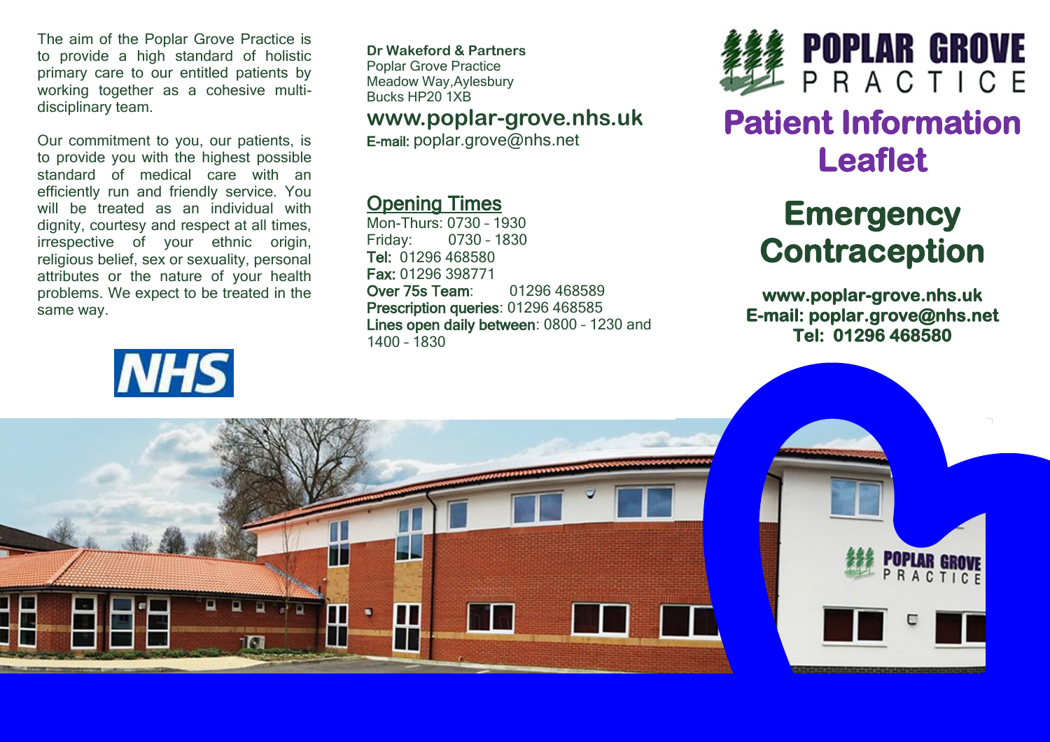The aim of the Poplar Grove Practice is to provide a high standard of holistic primary care to our entitled patients by working together as a cohesive multi-disciplinary team.

Our commitment to you, our patients, is to provide you with the highest possible standard of medical care with an efficiently run and friendly service. You will be treated as an individual with dignity, courtesy and respect at all times, irrespective of your ethnic origin, religious belief, sex or sexuality, personal attributes or the nature of your health problems. We expect to be treated in the same way.

NHS

**Dr Wakeford & Partners**
Poplar Grove Practice
Meadow Way,Aylesbury
Bucks HP20 1XB

**www.poplar-grove.nhs.uk**

**E-mail:** poplar.grove@nhs.net

## Opening Times

Mon-Thurs: 0730 – 1930
Friday: 0730 – 1830
**Tel:** 01296 468580
**Fax:** 01296 398771
**Over 75s Team**: 01296 468589
**Prescription queries**: 01296 468585
**Lines open daily between**: 0800 – 1230 and 1400 – 1830

**POPLAR GROVE PRACTICE**

# Patient Information Leaflet

# Emergency Contraception

**www.poplar-grove.nhs.uk**
**E-mail: poplar.grove@nhs.net**
**Tel: 01296 468580**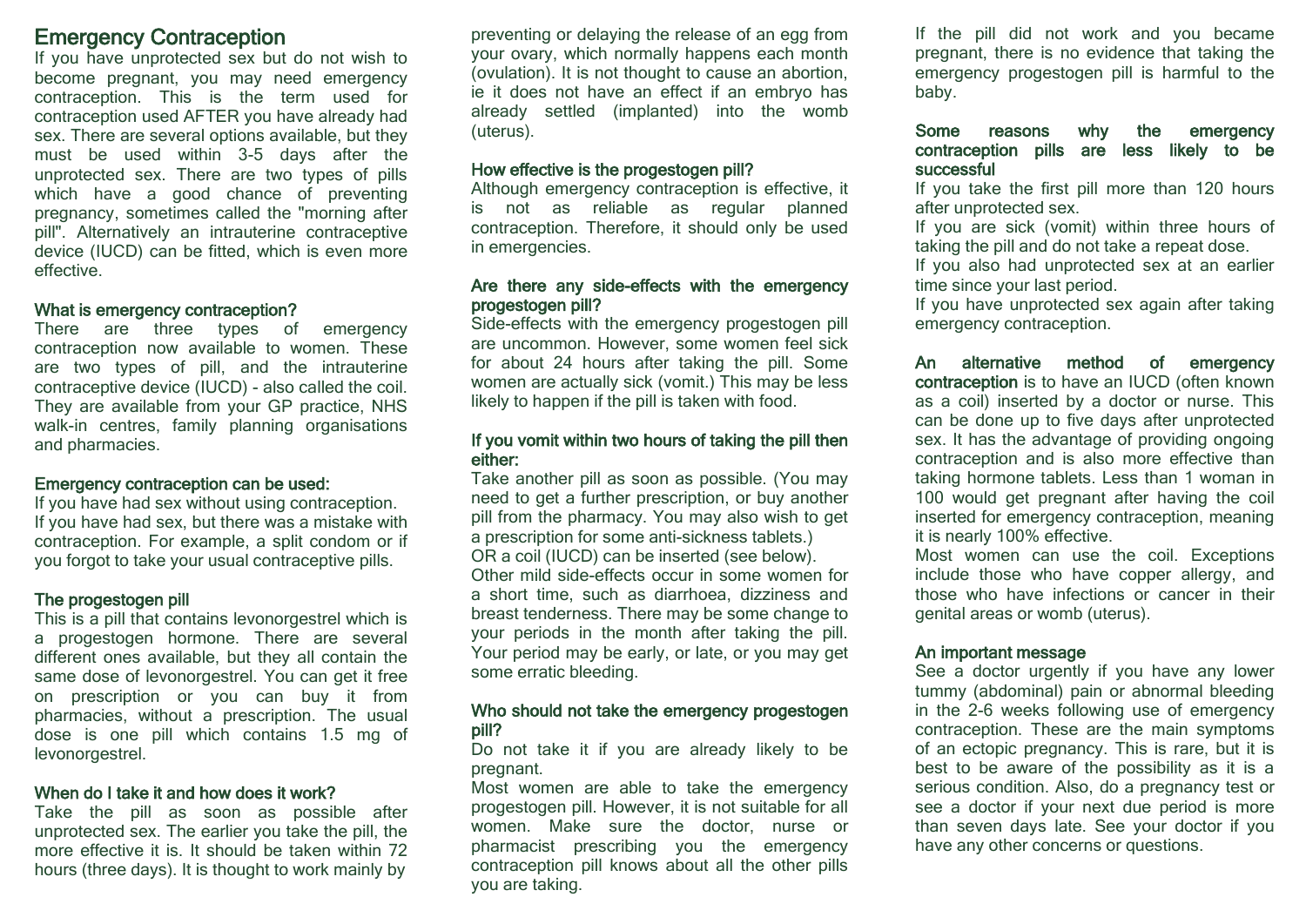# Emergency Contraception

If you have unprotected sex but do not wish to become pregnant, you may need emergency contraception. This is the term used for contraception used AFTER you have already had sex. There are several options available, but they must be used within 3-5 days after the unprotected sex. There are two types of pills which have a good chance of preventing pregnancy, sometimes called the "morning after pill". Alternatively an intrauterine contraceptive device (IUCD) can be fitted, which is even more effective.

## What is emergency contraception?

There are three types of emergency contraception now available to women. These are two types of pill, and the intrauterine contraceptive device (IUCD) - also called the coil. They are available from your GP practice, NHS walk-in centres, family planning organisations and pharmacies.

## Emergency contraception can be used:

If you have had sex without using contraception.
If you have had sex, but there was a mistake with contraception. For example, a split condom or if you forgot to take your usual contraceptive pills.

## The progestogen pill

This is a pill that contains levonorgestrel which is a progestogen hormone. There are several different ones available, but they all contain the same dose of levonorgestrel. You can get it free on prescription or you can buy it from pharmacies, without a prescription. The usual dose is one pill which contains 1.5 mg of levonorgestrel.

## When do I take it and how does it work?

Take the pill as soon as possible after unprotected sex. The earlier you take the pill, the more effective it is. It should be taken within 72 hours (three days). It is thought to work mainly by preventing or delaying the release of an egg from your ovary, which normally happens each month (ovulation). It is not thought to cause an abortion, ie it does not have an effect if an embryo has already settled (implanted) into the womb (uterus).

## How effective is the progestogen pill?

Although emergency contraception is effective, it is not as reliable as regular planned contraception. Therefore, it should only be used in emergencies.

## Are there any side-effects with the emergency progestogen pill?

Side-effects with the emergency progestogen pill are uncommon. However, some women feel sick for about 24 hours after taking the pill. Some women are actually sick (vomit.) This may be less likely to happen if the pill is taken with food.

## If you vomit within two hours of taking the pill then either:

Take another pill as soon as possible. (You may need to get a further prescription, or buy another pill from the pharmacy. You may also wish to get a prescription for some anti-sickness tablets.)
OR a coil (IUCD) can be inserted (see below).
Other mild side-effects occur in some women for a short time, such as diarrhoea, dizziness and breast tenderness. There may be some change to your periods in the month after taking the pill. Your period may be early, or late, or you may get some erratic bleeding.

## Who should not take the emergency progestogen pill?

Do not take it if you are already likely to be pregnant.
Most women are able to take the emergency progestogen pill. However, it is not suitable for all women. Make sure the doctor, nurse or pharmacist prescribing you the emergency contraception pill knows about all the other pills you are taking.

If the pill did not work and you became pregnant, there is no evidence that taking the emergency progestogen pill is harmful to the baby.

## Some reasons why the emergency contraception pills are less likely to be successful

If you take the first pill more than 120 hours after unprotected sex.
If you are sick (vomit) within three hours of taking the pill and do not take a repeat dose.
If you also had unprotected sex at an earlier time since your last period.
If you have unprotected sex again after taking emergency contraception.

**An alternative method of emergency contraception** is to have an IUCD (often known as a coil) inserted by a doctor or nurse. This can be done up to five days after unprotected sex. It has the advantage of providing ongoing contraception and is also more effective than taking hormone tablets. Less than 1 woman in 100 would get pregnant after having the coil inserted for emergency contraception, meaning it is nearly 100% effective.
Most women can use the coil. Exceptions include those who have copper allergy, and those who have infections or cancer in their genital areas or womb (uterus).

## An important message

See a doctor urgently if you have any lower tummy (abdominal) pain or abnormal bleeding in the 2-6 weeks following use of emergency contraception. These are the main symptoms of an ectopic pregnancy. This is rare, but it is best to be aware of the possibility as it is a serious condition. Also, do a pregnancy test or see a doctor if your next due period is more than seven days late. See your doctor if you have any other concerns or questions.